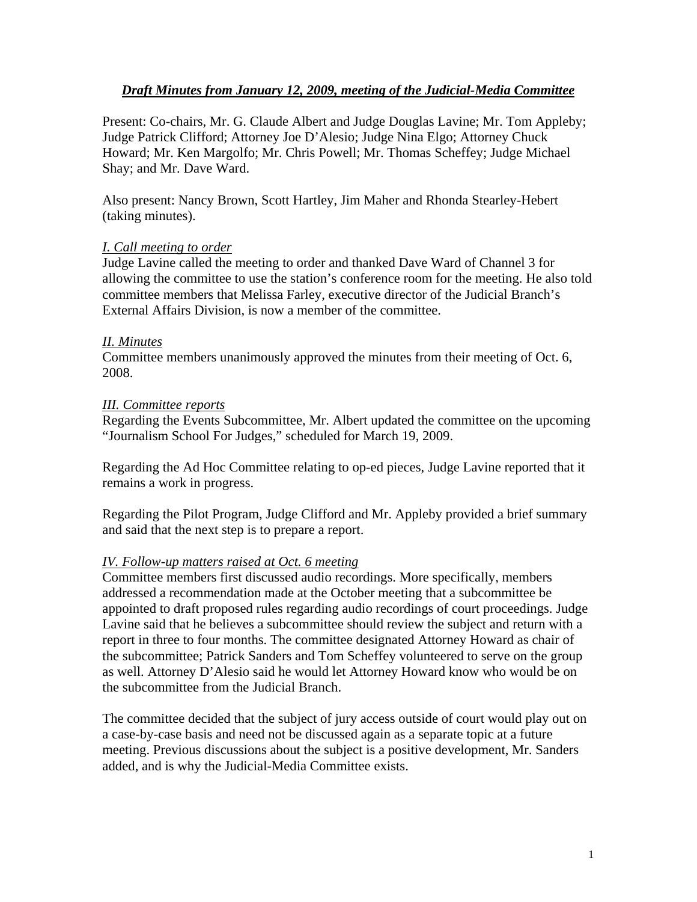***Draft Minutes from January 12, 2009, meeting of the Judicial-Media Committee***

Present: Co-chairs, Mr. G. Claude Albert and Judge Douglas Lavine; Mr. Tom Appleby; Judge Patrick Clifford; Attorney Joe D'Alesio; Judge Nina Elgo; Attorney Chuck Howard; Mr. Ken Margolfo; Mr. Chris Powell; Mr. Thomas Scheffey; Judge Michael Shay; and Mr. Dave Ward.

Also present: Nancy Brown, Scott Hartley, Jim Maher and Rhonda Stearley-Hebert (taking minutes).

*I. Call meeting to order*

Judge Lavine called the meeting to order and thanked Dave Ward of Channel 3 for allowing the committee to use the station's conference room for the meeting. He also told committee members that Melissa Farley, executive director of the Judicial Branch's External Affairs Division, is now a member of the committee.

*II. Minutes*

Committee members unanimously approved the minutes from their meeting of Oct. 6, 2008.

*III. Committee reports*

Regarding the Events Subcommittee, Mr. Albert updated the committee on the upcoming "Journalism School For Judges," scheduled for March 19, 2009.

Regarding the Ad Hoc Committee relating to op-ed pieces, Judge Lavine reported that it remains a work in progress.

Regarding the Pilot Program, Judge Clifford and Mr. Appleby provided a brief summary and said that the next step is to prepare a report.

*IV. Follow-up matters raised at Oct. 6 meeting*

Committee members first discussed audio recordings. More specifically, members addressed a recommendation made at the October meeting that a subcommittee be appointed to draft proposed rules regarding audio recordings of court proceedings. Judge Lavine said that he believes a subcommittee should review the subject and return with a report in three to four months. The committee designated Attorney Howard as chair of the subcommittee; Patrick Sanders and Tom Scheffey volunteered to serve on the group as well. Attorney D'Alesio said he would let Attorney Howard know who would be on the subcommittee from the Judicial Branch.

The committee decided that the subject of jury access outside of court would play out on a case-by-case basis and need not be discussed again as a separate topic at a future meeting. Previous discussions about the subject is a positive development, Mr. Sanders added, and is why the Judicial-Media Committee exists.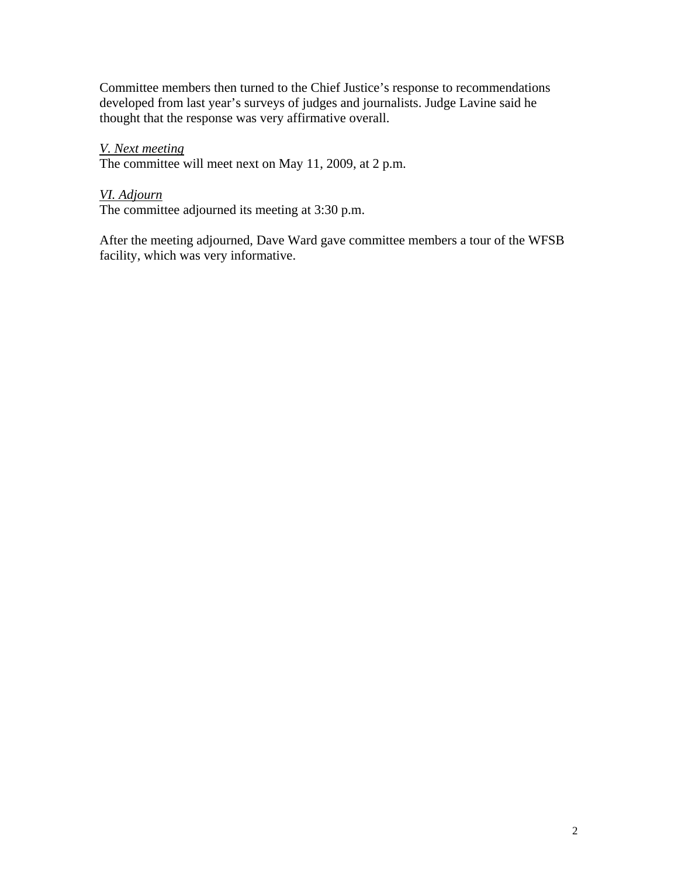Committee members then turned to the Chief Justice's response to recommendations developed from last year's surveys of judges and journalists. Judge Lavine said he thought that the response was very affirmative overall.

*V. Next meeting*
The committee will meet next on May 11, 2009, at 2 p.m.

*VI. Adjourn*
The committee adjourned its meeting at 3:30 p.m.

After the meeting adjourned, Dave Ward gave committee members a tour of the WFSB facility, which was very informative.